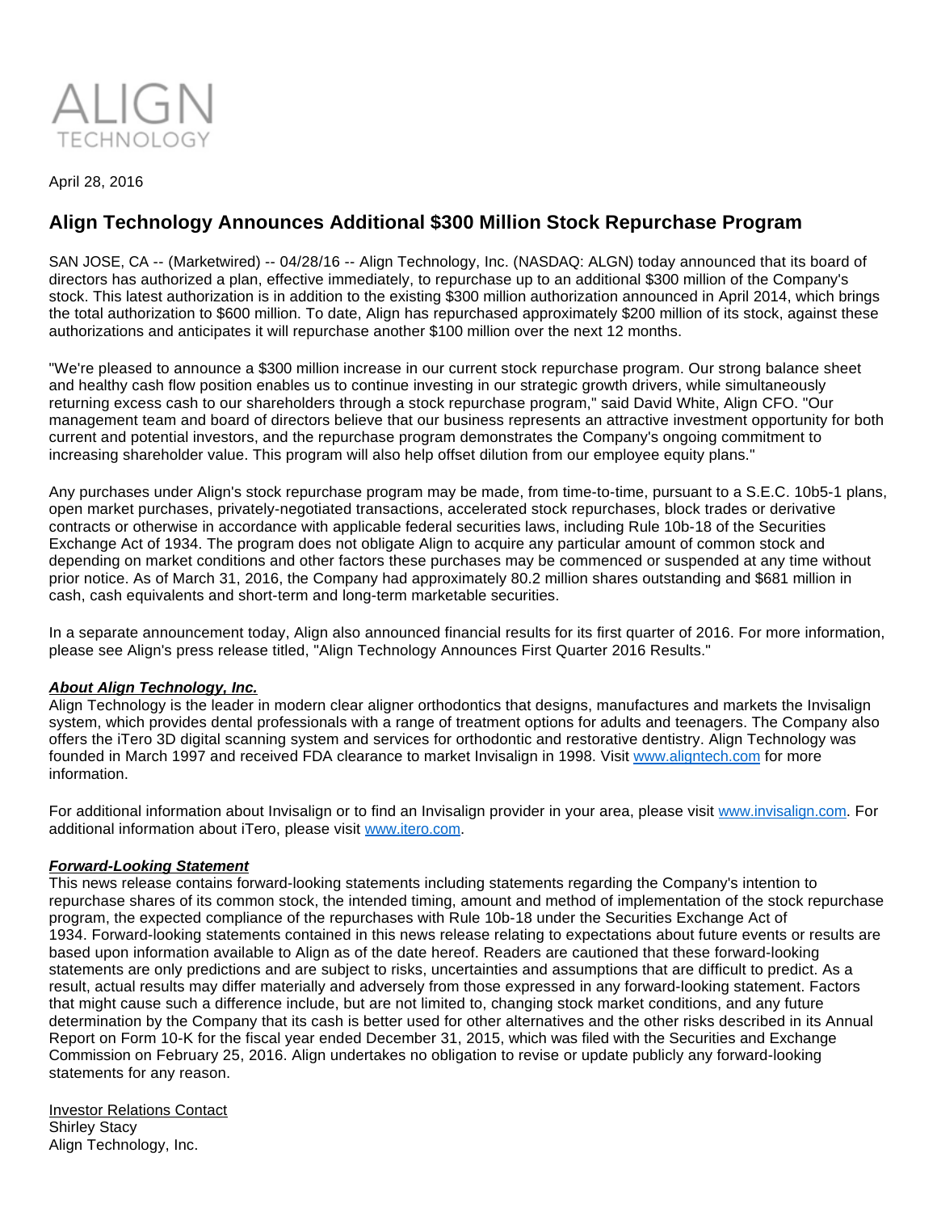ALIGN
TECHNOLOGY

April 28, 2016

# Align Technology Announces Additional $300 Million Stock Repurchase Program

SAN JOSE, CA -- (Marketwired) -- 04/28/16 -- Align Technology, Inc. (NASDAQ: ALGN) today announced that its board of directors has authorized a plan, effective immediately, to repurchase up to an additional $300 million of the Company's stock. This latest authorization is in addition to the existing $300 million authorization announced in April 2014, which brings the total authorization to $600 million. To date, Align has repurchased approximately $200 million of its stock, against these authorizations and anticipates it will repurchase another $100 million over the next 12 months.

"We're pleased to announce a $300 million increase in our current stock repurchase program. Our strong balance sheet and healthy cash flow position enables us to continue investing in our strategic growth drivers, while simultaneously returning excess cash to our shareholders through a stock repurchase program," said David White, Align CFO. "Our management team and board of directors believe that our business represents an attractive investment opportunity for both current and potential investors, and the repurchase program demonstrates the Company's ongoing commitment to increasing shareholder value. This program will also help offset dilution from our employee equity plans."

Any purchases under Align's stock repurchase program may be made, from time-to-time, pursuant to a S.E.C. 10b5-1 plans, open market purchases, privately-negotiated transactions, accelerated stock repurchases, block trades or derivative contracts or otherwise in accordance with applicable federal securities laws, including Rule 10b-18 of the Securities Exchange Act of 1934. The program does not obligate Align to acquire any particular amount of common stock and depending on market conditions and other factors these purchases may be commenced or suspended at any time without prior notice. As of March 31, 2016, the Company had approximately 80.2 million shares outstanding and $681 million in cash, cash equivalents and short-term and long-term marketable securities.

In a separate announcement today, Align also announced financial results for its first quarter of 2016. For more information, please see Align's press release titled, "Align Technology Announces First Quarter 2016 Results."

***About Align Technology, Inc.***

Align Technology is the leader in modern clear aligner orthodontics that designs, manufactures and markets the Invisalign system, which provides dental professionals with a range of treatment options for adults and teenagers. The Company also offers the iTero 3D digital scanning system and services for orthodontic and restorative dentistry. Align Technology was founded in March 1997 and received FDA clearance to market Invisalign in 1998. Visit www.aligntech.com for more information.

For additional information about Invisalign or to find an Invisalign provider in your area, please visit www.invisalign.com. For additional information about iTero, please visit www.itero.com.

***Forward-Looking Statement***

This news release contains forward-looking statements including statements regarding the Company's intention to repurchase shares of its common stock, the intended timing, amount and method of implementation of the stock repurchase program, the expected compliance of the repurchases with Rule 10b-18 under the Securities Exchange Act of 1934. Forward-looking statements contained in this news release relating to expectations about future events or results are based upon information available to Align as of the date hereof. Readers are cautioned that these forward-looking statements are only predictions and are subject to risks, uncertainties and assumptions that are difficult to predict. As a result, actual results may differ materially and adversely from those expressed in any forward-looking statement. Factors that might cause such a difference include, but are not limited to, changing stock market conditions, and any future determination by the Company that its cash is better used for other alternatives and the other risks described in its Annual Report on Form 10-K for the fiscal year ended December 31, 2015, which was filed with the Securities and Exchange Commission on February 25, 2016. Align undertakes no obligation to revise or update publicly any forward-looking statements for any reason.

Investor Relations Contact
Shirley Stacy
Align Technology, Inc.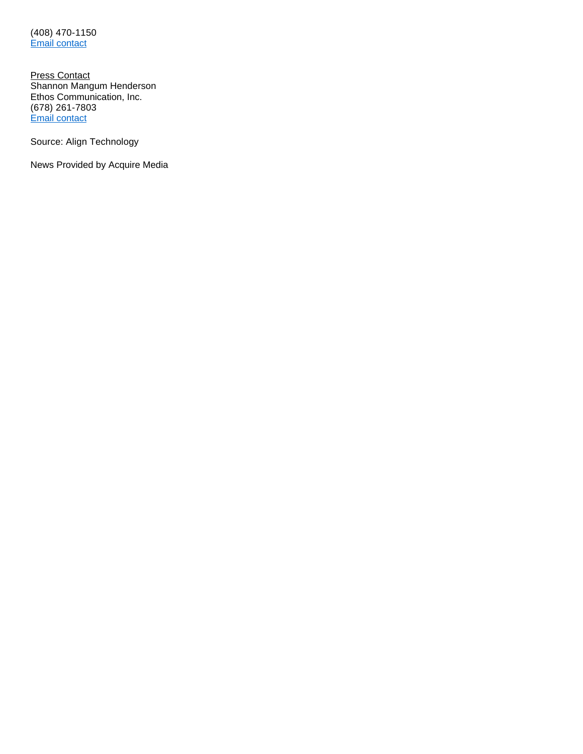(408) 470-1150
Email contact

Press Contact
Shannon Mangum Henderson
Ethos Communication, Inc.
(678) 261-7803
Email contact

Source: Align Technology

News Provided by Acquire Media